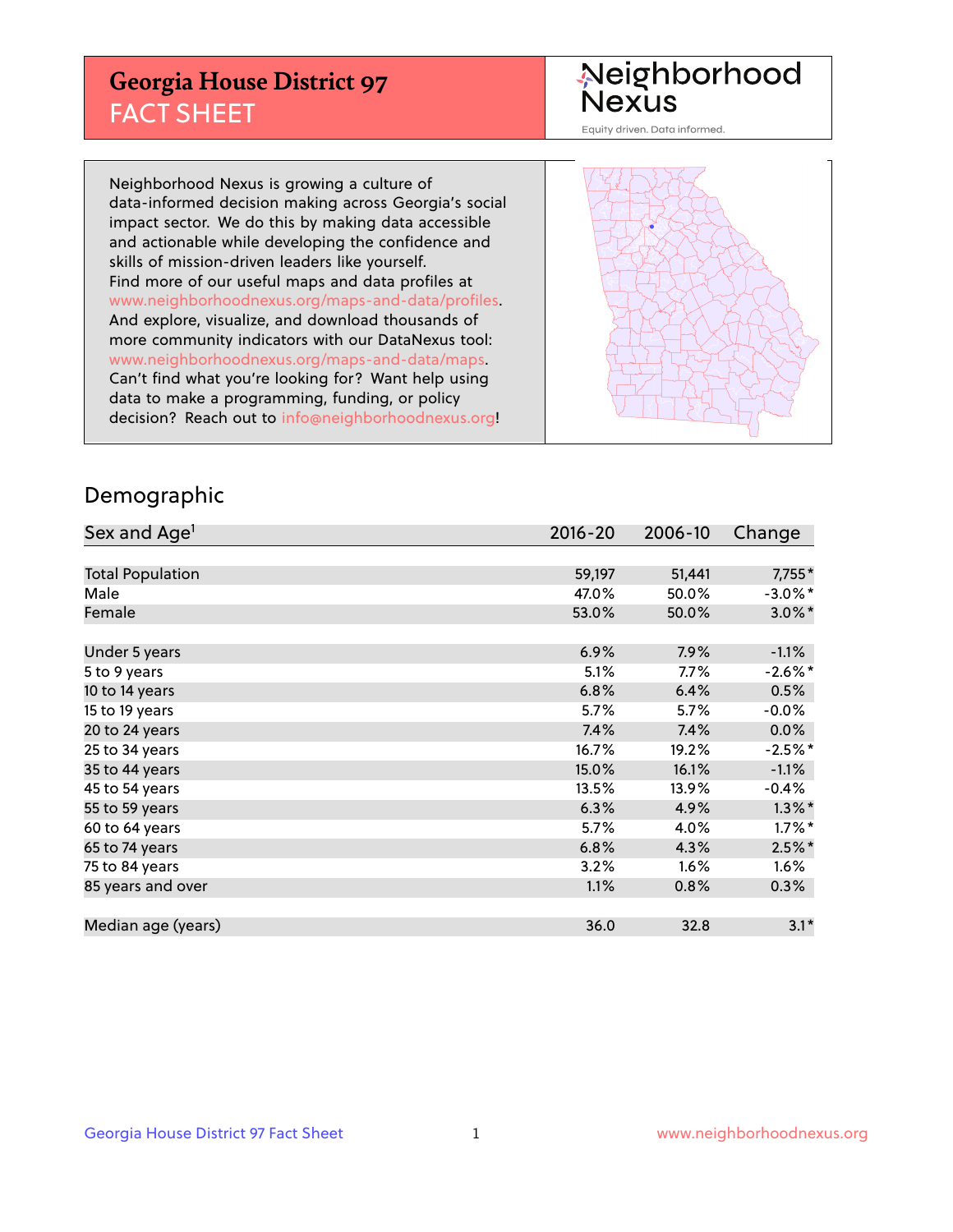# Georgia House District 97
## FACT SHEET

Neighborhood Nexus
Equity driven. Data informed.

Neighborhood Nexus is growing a culture of data-informed decision making across Georgia's social impact sector. We do this by making data accessible and actionable while developing the confidence and skills of mission-driven leaders like yourself. Find more of our useful maps and data profiles at www.neighborhoodnexus.org/maps-and-data/profiles. And explore, visualize, and download thousands of more community indicators with our DataNexus tool: www.neighborhoodnexus.org/maps-and-data/maps. Can't find what you're looking for? Want help using data to make a programming, funding, or policy decision? Reach out to info@neighborhoodnexus.org!

## Demographic

| Sex and Age[1] | 2016-20 | 2006-10 | Change |
|---|---|---|---|
| Total Population | 59,197 | 51,441 | 7,755* |
| Male | 47.0% | 50.0% | -3.0%* |
| Female | 53.0% | 50.0% | 3.0%* |
| | | | |
| Under 5 years | 6.9% | 7.9% | -1.1% |
| 5 to 9 years | 5.1% | 7.7% | -2.6%* |
| 10 to 14 years | 6.8% | 6.4% | 0.5% |
| 15 to 19 years | 5.7% | 5.7% | -0.0% |
| 20 to 24 years | 7.4% | 7.4% | 0.0% |
| 25 to 34 years | 16.7% | 19.2% | -2.5%* |
| 35 to 44 years | 15.0% | 16.1% | -1.1% |
| 45 to 54 years | 13.5% | 13.9% | -0.4% |
| 55 to 59 years | 6.3% | 4.9% | 1.3%* |
| 60 to 64 years | 5.7% | 4.0% | 1.7%* |
| 65 to 74 years | 6.8% | 4.3% | 2.5%* |
| 75 to 84 years | 3.2% | 1.6% | 1.6% |
| 85 years and over | 1.1% | 0.8% | 0.3% |
| | | | |
| Median age (years) | 36.0 | 32.8 | 3.1* |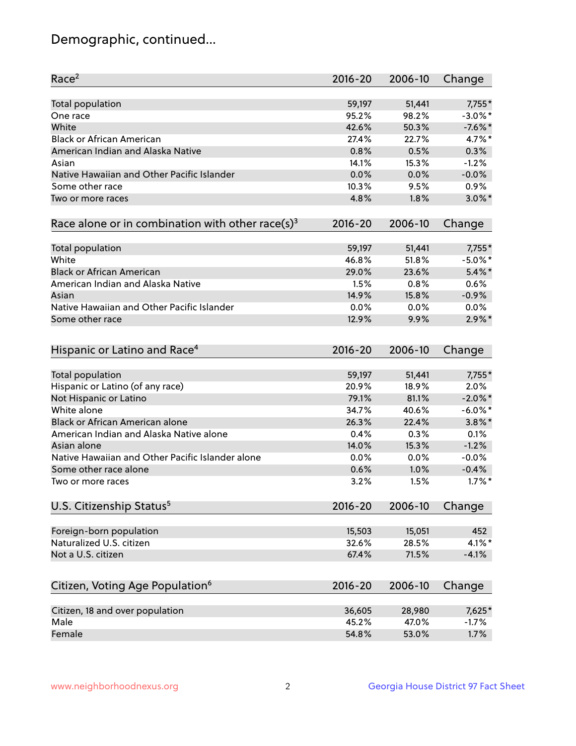# Demographic, continued...

| Race[2] | 2016-20 | 2006-10 | Change |
|---|---|---|---|
| Total population | 59,197 | 51,441 | 7,755* |
| One race | 95.2% | 98.2% | -3.0%* |
| White | 42.6% | 50.3% | -7.6%* |
| Black or African American | 27.4% | 22.7% | 4.7%* |
| American Indian and Alaska Native | 0.8% | 0.5% | 0.3% |
| Asian | 14.1% | 15.3% | -1.2% |
| Native Hawaiian and Other Pacific Islander | 0.0% | 0.0% | -0.0% |
| Some other race | 10.3% | 9.5% | 0.9% |
| Two or more races | 4.8% | 1.8% | 3.0%* |

| Race alone or in combination with other race(s)[3] | 2016-20 | 2006-10 | Change |
|---|---|---|---|
| Total population | 59,197 | 51,441 | 7,755* |
| White | 46.8% | 51.8% | -5.0%* |
| Black or African American | 29.0% | 23.6% | 5.4%* |
| American Indian and Alaska Native | 1.5% | 0.8% | 0.6% |
| Asian | 14.9% | 15.8% | -0.9% |
| Native Hawaiian and Other Pacific Islander | 0.0% | 0.0% | 0.0% |
| Some other race | 12.9% | 9.9% | 2.9%* |

| Hispanic or Latino and Race[4] | 2016-20 | 2006-10 | Change |
|---|---|---|---|
| Total population | 59,197 | 51,441 | 7,755* |
| Hispanic or Latino (of any race) | 20.9% | 18.9% | 2.0% |
| Not Hispanic or Latino | 79.1% | 81.1% | -2.0%* |
| White alone | 34.7% | 40.6% | -6.0%* |
| Black or African American alone | 26.3% | 22.4% | 3.8%* |
| American Indian and Alaska Native alone | 0.4% | 0.3% | 0.1% |
| Asian alone | 14.0% | 15.3% | -1.2% |
| Native Hawaiian and Other Pacific Islander alone | 0.0% | 0.0% | -0.0% |
| Some other race alone | 0.6% | 1.0% | -0.4% |
| Two or more races | 3.2% | 1.5% | 1.7%* |

| U.S. Citizenship Status[5] | 2016-20 | 2006-10 | Change |
|---|---|---|---|
| Foreign-born population | 15,503 | 15,051 | 452 |
| Naturalized U.S. citizen | 32.6% | 28.5% | 4.1%* |
| Not a U.S. citizen | 67.4% | 71.5% | -4.1% |

| Citizen, Voting Age Population[6] | 2016-20 | 2006-10 | Change |
|---|---|---|---|
| Citizen, 18 and over population | 36,605 | 28,980 | 7,625* |
| Male | 45.2% | 47.0% | -1.7% |
| Female | 54.8% | 53.0% | 1.7% |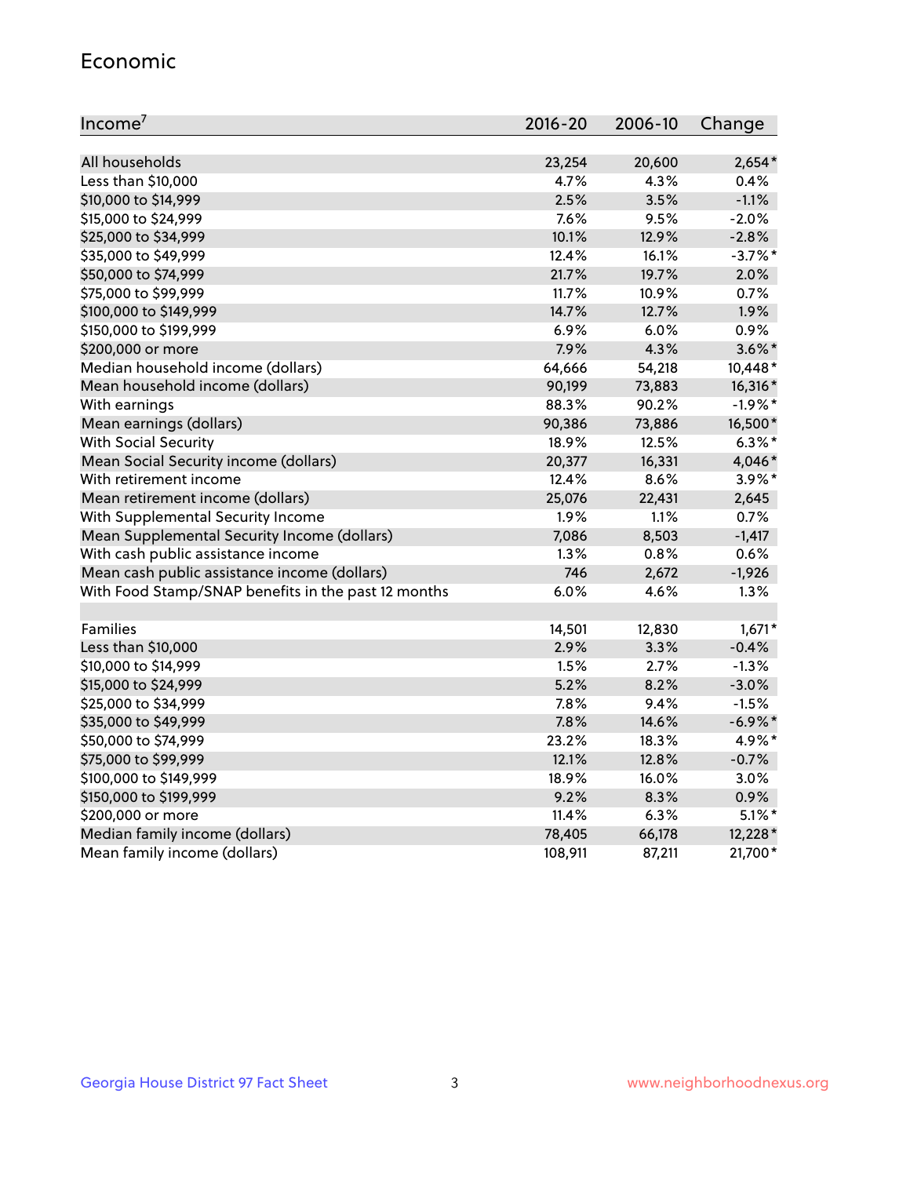## Economic

| Income[7] | 2016-20 | 2006-10 | Change |
|---|---|---|---|
| All households | 23,254 | 20,600 | 2,654* |
| Less than $10,000 | 4.7% | 4.3% | 0.4% |
| $10,000 to $14,999 | 2.5% | 3.5% | -1.1% |
| $15,000 to $24,999 | 7.6% | 9.5% | -2.0% |
| $25,000 to $34,999 | 10.1% | 12.9% | -2.8% |
| $35,000 to $49,999 | 12.4% | 16.1% | -3.7%* |
| $50,000 to $74,999 | 21.7% | 19.7% | 2.0% |
| $75,000 to $99,999 | 11.7% | 10.9% | 0.7% |
| $100,000 to $149,999 | 14.7% | 12.7% | 1.9% |
| $150,000 to $199,999 | 6.9% | 6.0% | 0.9% |
| $200,000 or more | 7.9% | 4.3% | 3.6%* |
| Median household income (dollars) | 64,666 | 54,218 | 10,448* |
| Mean household income (dollars) | 90,199 | 73,883 | 16,316* |
| With earnings | 88.3% | 90.2% | -1.9%* |
| Mean earnings (dollars) | 90,386 | 73,886 | 16,500* |
| With Social Security | 18.9% | 12.5% | 6.3%* |
| Mean Social Security income (dollars) | 20,377 | 16,331 | 4,046* |
| With retirement income | 12.4% | 8.6% | 3.9%* |
| Mean retirement income (dollars) | 25,076 | 22,431 | 2,645 |
| With Supplemental Security Income | 1.9% | 1.1% | 0.7% |
| Mean Supplemental Security Income (dollars) | 7,086 | 8,503 | -1,417 |
| With cash public assistance income | 1.3% | 0.8% | 0.6% |
| Mean cash public assistance income (dollars) | 746 | 2,672 | -1,926 |
| With Food Stamp/SNAP benefits in the past 12 months | 6.0% | 4.6% | 1.3% |
| | | | |
| Families | 14,501 | 12,830 | 1,671* |
| Less than $10,000 | 2.9% | 3.3% | -0.4% |
| $10,000 to $14,999 | 1.5% | 2.7% | -1.3% |
| $15,000 to $24,999 | 5.2% | 8.2% | -3.0% |
| $25,000 to $34,999 | 7.8% | 9.4% | -1.5% |
| $35,000 to $49,999 | 7.8% | 14.6% | -6.9%* |
| $50,000 to $74,999 | 23.2% | 18.3% | 4.9%* |
| $75,000 to $99,999 | 12.1% | 12.8% | -0.7% |
| $100,000 to $149,999 | 18.9% | 16.0% | 3.0% |
| $150,000 to $199,999 | 9.2% | 8.3% | 0.9% |
| $200,000 or more | 11.4% | 6.3% | 5.1%* |
| Median family income (dollars) | 78,405 | 66,178 | 12,228* |
| Mean family income (dollars) | 108,911 | 87,211 | 21,700* |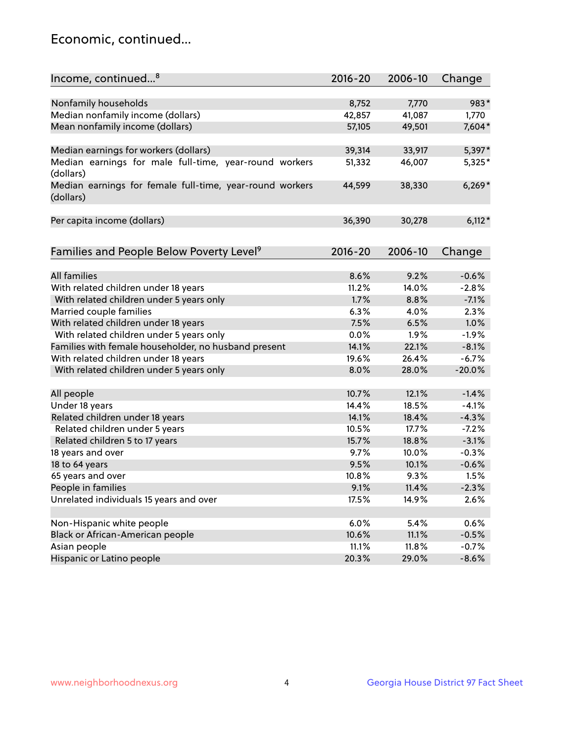# Economic, continued...

| Income, continued...[8] | 2016-20 | 2006-10 | Change |
|---|---|---|---|
| Nonfamily households | 8,752 | 7,770 | 983* |
| Median nonfamily income (dollars) | 42,857 | 41,087 | 1,770 |
| Mean nonfamily income (dollars) | 57,105 | 49,501 | 7,604* |
| Median earnings for workers (dollars) | 39,314 | 33,917 | 5,397* |
| Median earnings for male full-time, year-round workers (dollars) | 51,332 | 46,007 | 5,325* |
| Median earnings for female full-time, year-round workers (dollars) | 44,599 | 38,330 | 6,269* |
| Per capita income (dollars) | 36,390 | 30,278 | 6,112* |

| Families and People Below Poverty Level[9] | 2016-20 | 2006-10 | Change |
|---|---|---|---|
| All families | 8.6% | 9.2% | -0.6% |
| With related children under 18 years | 11.2% | 14.0% | -2.8% |
| With related children under 5 years only | 1.7% | 8.8% | -7.1% |
| Married couple families | 6.3% | 4.0% | 2.3% |
| With related children under 18 years | 7.5% | 6.5% | 1.0% |
| With related children under 5 years only | 0.0% | 1.9% | -1.9% |
| Families with female householder, no husband present | 14.1% | 22.1% | -8.1% |
| With related children under 18 years | 19.6% | 26.4% | -6.7% |
| With related children under 5 years only | 8.0% | 28.0% | -20.0% |
| All people | 10.7% | 12.1% | -1.4% |
| Under 18 years | 14.4% | 18.5% | -4.1% |
| Related children under 18 years | 14.1% | 18.4% | -4.3% |
| Related children under 5 years | 10.5% | 17.7% | -7.2% |
| Related children 5 to 17 years | 15.7% | 18.8% | -3.1% |
| 18 years and over | 9.7% | 10.0% | -0.3% |
| 18 to 64 years | 9.5% | 10.1% | -0.6% |
| 65 years and over | 10.8% | 9.3% | 1.5% |
| People in families | 9.1% | 11.4% | -2.3% |
| Unrelated individuals 15 years and over | 17.5% | 14.9% | 2.6% |
| Non-Hispanic white people | 6.0% | 5.4% | 0.6% |
| Black or African-American people | 10.6% | 11.1% | -0.5% |
| Asian people | 11.1% | 11.8% | -0.7% |
| Hispanic or Latino people | 20.3% | 29.0% | -8.6% |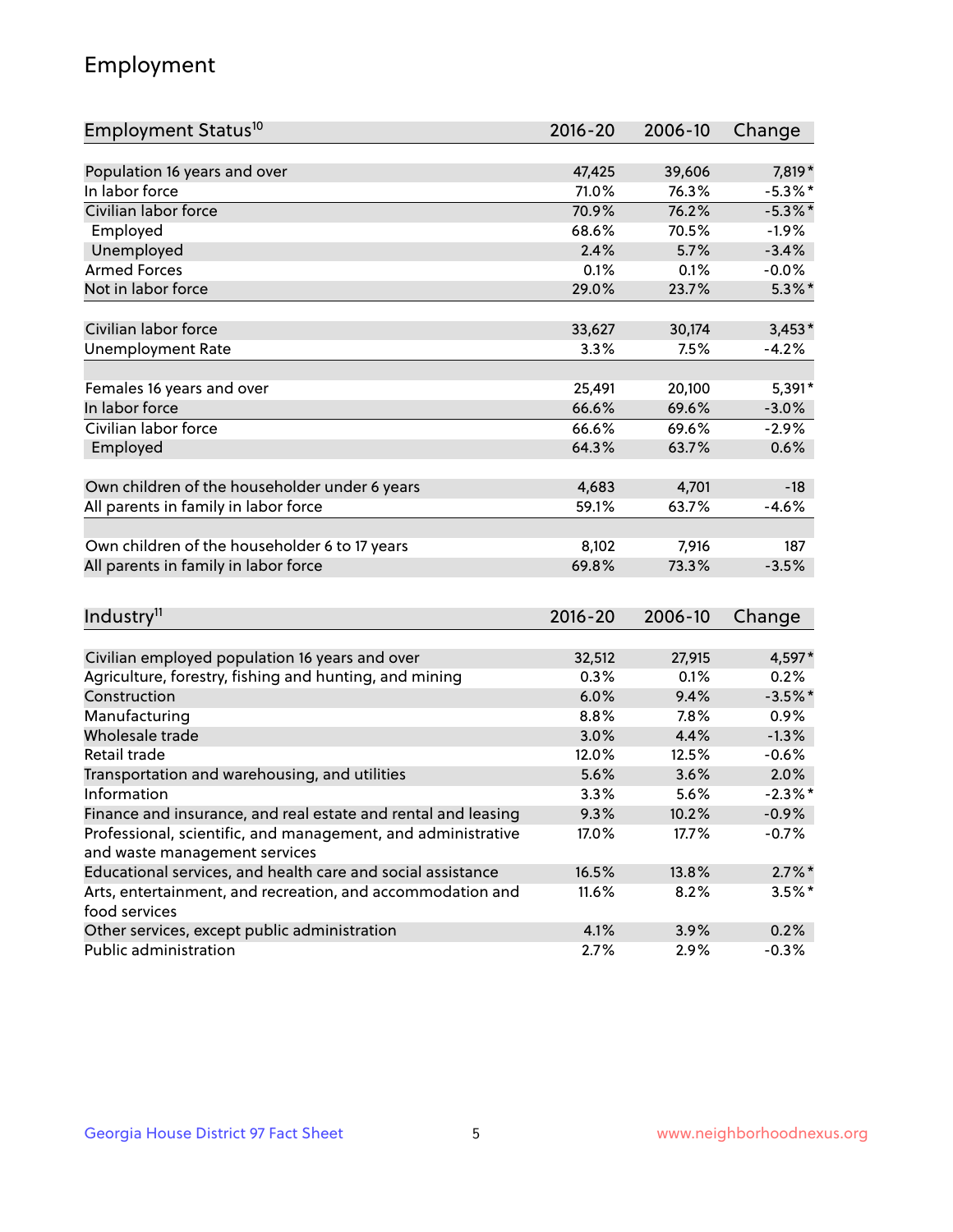## Employment

| Employment Status[10] | 2016-20 | 2006-10 | Change |
| --- | --- | --- | --- |
| Population 16 years and over | 47,425 | 39,606 | 7,819* |
| In labor force | 71.0% | 76.3% | -5.3%* |
| Civilian labor force | 70.9% | 76.2% | -5.3%* |
| Employed | 68.6% | 70.5% | -1.9% |
| Unemployed | 2.4% | 5.7% | -3.4% |
| Armed Forces | 0.1% | 0.1% | -0.0% |
| Not in labor force | 29.0% | 23.7% | 5.3%* |
| | | | |
| Civilian labor force | 33,627 | 30,174 | 3,453* |
| Unemployment Rate | 3.3% | 7.5% | -4.2% |
| | | | |
| Females 16 years and over | 25,491 | 20,100 | 5,391* |
| In labor force | 66.6% | 69.6% | -3.0% |
| Civilian labor force | 66.6% | 69.6% | -2.9% |
| Employed | 64.3% | 63.7% | 0.6% |
| | | | |
| Own children of the householder under 6 years | 4,683 | 4,701 | -18 |
| All parents in family in labor force | 59.1% | 63.7% | -4.6% |
| | | | |
| Own children of the householder 6 to 17 years | 8,102 | 7,916 | 187 |
| All parents in family in labor force | 69.8% | 73.3% | -3.5% |

| Industry[11] | 2016-20 | 2006-10 | Change |
| --- | --- | --- | --- |
| Civilian employed population 16 years and over | 32,512 | 27,915 | 4,597* |
| Agriculture, forestry, fishing and hunting, and mining | 0.3% | 0.1% | 0.2% |
| Construction | 6.0% | 9.4% | -3.5%* |
| Manufacturing | 8.8% | 7.8% | 0.9% |
| Wholesale trade | 3.0% | 4.4% | -1.3% |
| Retail trade | 12.0% | 12.5% | -0.6% |
| Transportation and warehousing, and utilities | 5.6% | 3.6% | 2.0% |
| Information | 3.3% | 5.6% | -2.3%* |
| Finance and insurance, and real estate and rental and leasing | 9.3% | 10.2% | -0.9% |
| Professional, scientific, and management, and administrative and waste management services | 17.0% | 17.7% | -0.7% |
| Educational services, and health care and social assistance | 16.5% | 13.8% | 2.7%* |
| Arts, entertainment, and recreation, and accommodation and food services | 11.6% | 8.2% | 3.5%* |
| Other services, except public administration | 4.1% | 3.9% | 0.2% |
| Public administration | 2.7% | 2.9% | -0.3% |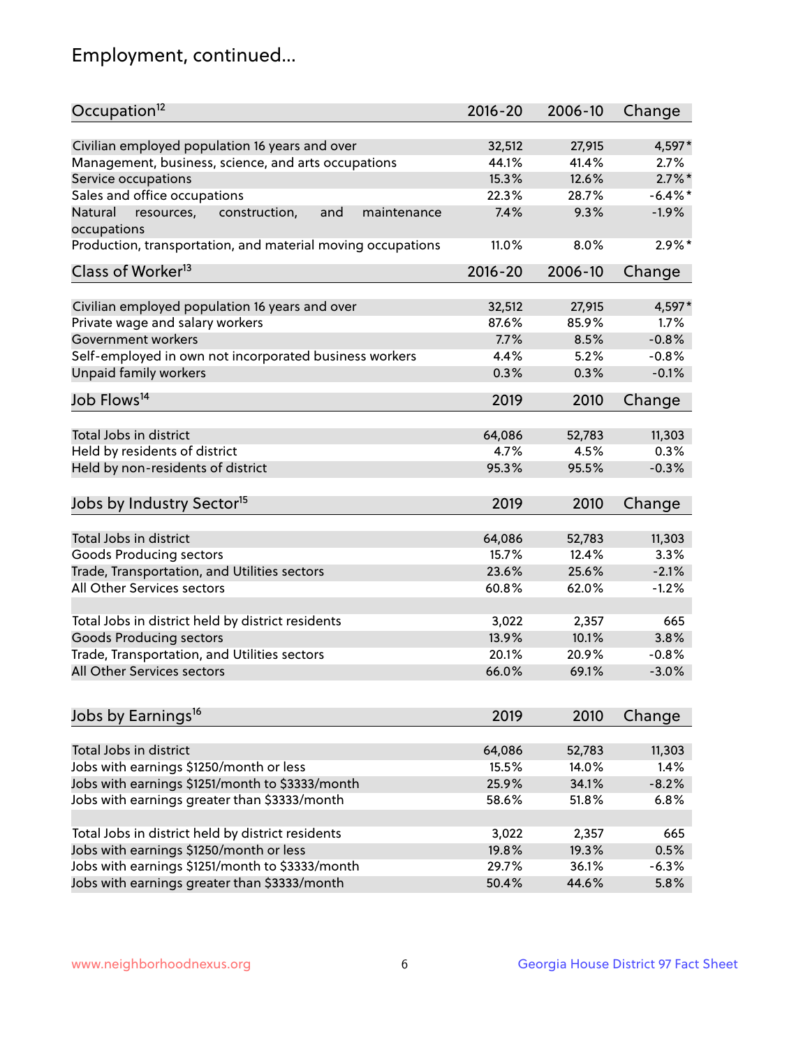# Employment, continued...

| Occupation[12] | 2016-20 | 2006-10 | Change |
|---|---|---|---|
| Civilian employed population 16 years and over | 32,512 | 27,915 | 4,597* |
| Management, business, science, and arts occupations | 44.1% | 41.4% | 2.7% |
| Service occupations | 15.3% | 12.6% | 2.7%* |
| Sales and office occupations | 22.3% | 28.7% | -6.4%* |
| Natural resources, construction, and maintenance occupations | 7.4% | 9.3% | -1.9% |
| Production, transportation, and material moving occupations | 11.0% | 8.0% | 2.9%* |

| Class of Worker[13] | 2016-20 | 2006-10 | Change |
|---|---|---|---|
| Civilian employed population 16 years and over | 32,512 | 27,915 | 4,597* |
| Private wage and salary workers | 87.6% | 85.9% | 1.7% |
| Government workers | 7.7% | 8.5% | -0.8% |
| Self-employed in own not incorporated business workers | 4.4% | 5.2% | -0.8% |
| Unpaid family workers | 0.3% | 0.3% | -0.1% |

| Job Flows[14] | 2019 | 2010 | Change |
|---|---|---|---|
| Total Jobs in district | 64,086 | 52,783 | 11,303 |
| Held by residents of district | 4.7% | 4.5% | 0.3% |
| Held by non-residents of district | 95.3% | 95.5% | -0.3% |

| Jobs by Industry Sector[15] | 2019 | 2010 | Change |
|---|---|---|---|
| Total Jobs in district | 64,086 | 52,783 | 11,303 |
| Goods Producing sectors | 15.7% | 12.4% | 3.3% |
| Trade, Transportation, and Utilities sectors | 23.6% | 25.6% | -2.1% |
| All Other Services sectors | 60.8% | 62.0% | -1.2% |
| | | | |
| Total Jobs in district held by district residents | 3,022 | 2,357 | 665 |
| Goods Producing sectors | 13.9% | 10.1% | 3.8% |
| Trade, Transportation, and Utilities sectors | 20.1% | 20.9% | -0.8% |
| All Other Services sectors | 66.0% | 69.1% | -3.0% |

| Jobs by Earnings[16] | 2019 | 2010 | Change |
|---|---|---|---|
| Total Jobs in district | 64,086 | 52,783 | 11,303 |
| Jobs with earnings $1250/month or less | 15.5% | 14.0% | 1.4% |
| Jobs with earnings $1251/month to $3333/month | 25.9% | 34.1% | -8.2% |
| Jobs with earnings greater than $3333/month | 58.6% | 51.8% | 6.8% |
| | | | |
| Total Jobs in district held by district residents | 3,022 | 2,357 | 665 |
| Jobs with earnings $1250/month or less | 19.8% | 19.3% | 0.5% |
| Jobs with earnings $1251/month to $3333/month | 29.7% | 36.1% | -6.3% |
| Jobs with earnings greater than $3333/month | 50.4% | 44.6% | 5.8% |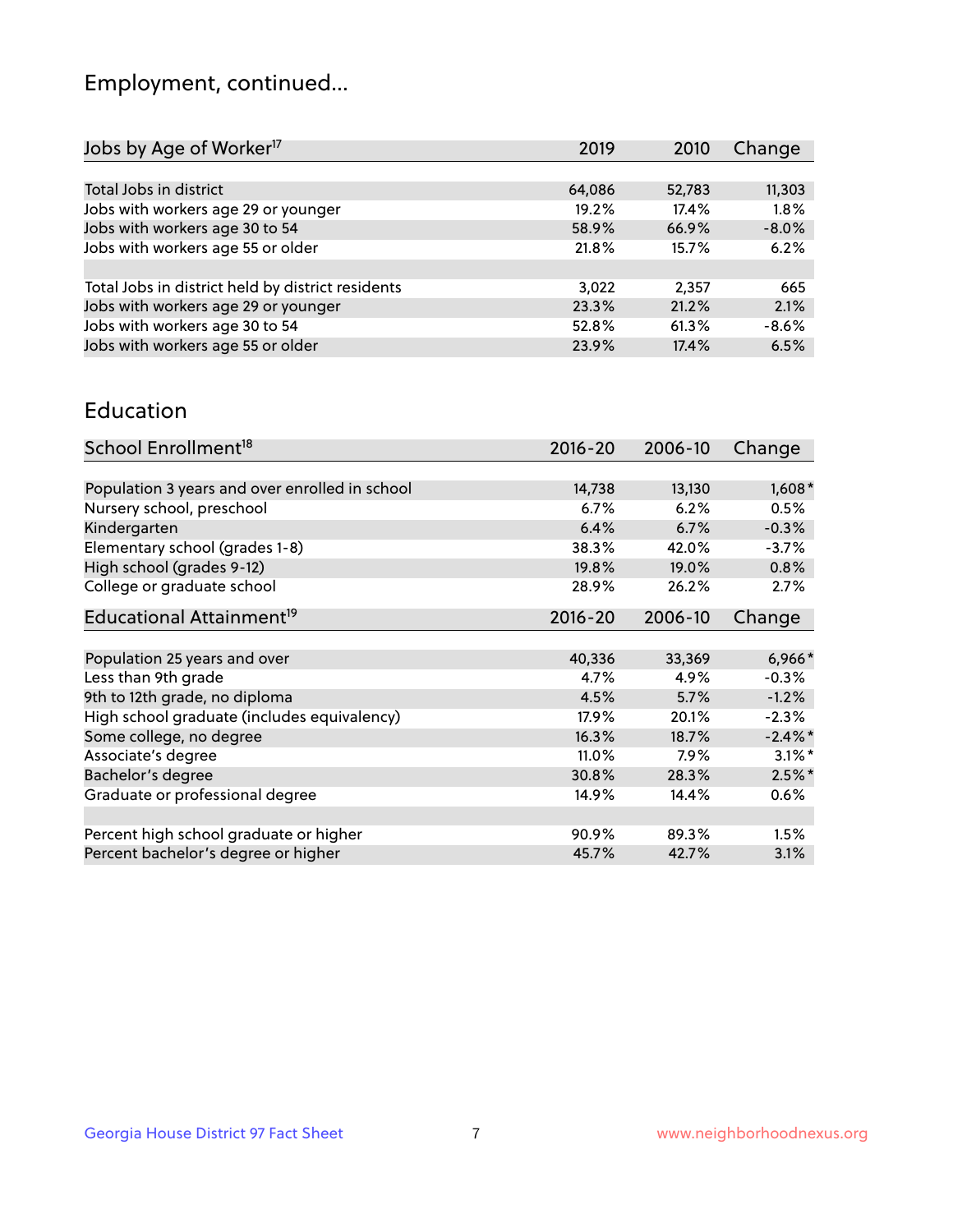## Employment, continued...

| Jobs by Age of Worker[17] | 2019 | 2010 | Change |
|---|---|---|---|
| Total Jobs in district | 64,086 | 52,783 | 11,303 |
| Jobs with workers age 29 or younger | 19.2% | 17.4% | 1.8% |
| Jobs with workers age 30 to 54 | 58.9% | 66.9% | -8.0% |
| Jobs with workers age 55 or older | 21.8% | 15.7% | 6.2% |
| | | | |
| Total Jobs in district held by district residents | 3,022 | 2,357 | 665 |
| Jobs with workers age 29 or younger | 23.3% | 21.2% | 2.1% |
| Jobs with workers age 30 to 54 | 52.8% | 61.3% | -8.6% |
| Jobs with workers age 55 or older | 23.9% | 17.4% | 6.5% |

## Education

| School Enrollment[18] | 2016-20 | 2006-10 | Change |
|---|---|---|---|
| Population 3 years and over enrolled in school | 14,738 | 13,130 | 1,608* |
| Nursery school, preschool | 6.7% | 6.2% | 0.5% |
| Kindergarten | 6.4% | 6.7% | -0.3% |
| Elementary school (grades 1-8) | 38.3% | 42.0% | -3.7% |
| High school (grades 9-12) | 19.8% | 19.0% | 0.8% |
| College or graduate school | 28.9% | 26.2% | 2.7% |

| Educational Attainment[19] | 2016-20 | 2006-10 | Change |
|---|---|---|---|
| Population 25 years and over | 40,336 | 33,369 | 6,966* |
| Less than 9th grade | 4.7% | 4.9% | -0.3% |
| 9th to 12th grade, no diploma | 4.5% | 5.7% | -1.2% |
| High school graduate (includes equivalency) | 17.9% | 20.1% | -2.3% |
| Some college, no degree | 16.3% | 18.7% | -2.4%* |
| Associate's degree | 11.0% | 7.9% | 3.1%* |
| Bachelor's degree | 30.8% | 28.3% | 2.5%* |
| Graduate or professional degree | 14.9% | 14.4% | 0.6% |
| | | | |
| Percent high school graduate or higher | 90.9% | 89.3% | 1.5% |
| Percent bachelor's degree or higher | 45.7% | 42.7% | 3.1% |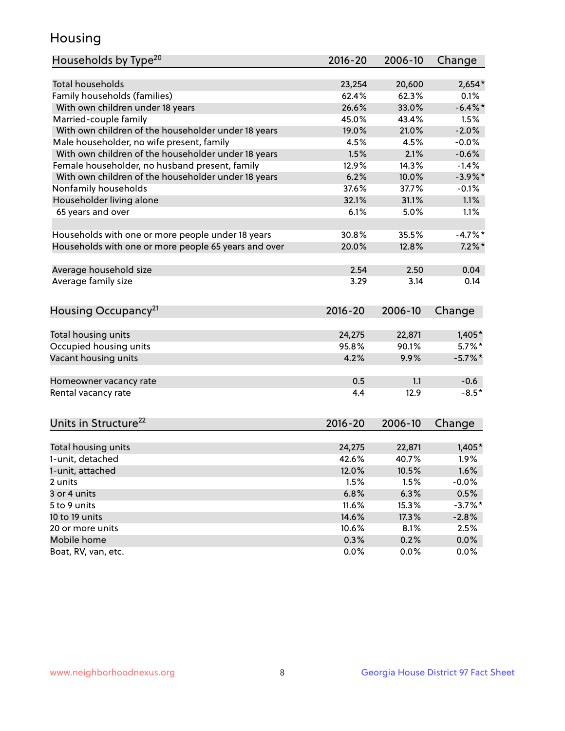# Housing

| Households by Type[20] | 2016-20 | 2006-10 | Change |
|---|---|---|---|
| Total households | 23,254 | 20,600 | 2,654* |
| Family households (families) | 62.4% | 62.3% | 0.1% |
| With own children under 18 years | 26.6% | 33.0% | -6.4%* |
| Married-couple family | 45.0% | 43.4% | 1.5% |
| With own children of the householder under 18 years | 19.0% | 21.0% | -2.0% |
| Male householder, no wife present, family | 4.5% | 4.5% | -0.0% |
| With own children of the householder under 18 years | 1.5% | 2.1% | -0.6% |
| Female householder, no husband present, family | 12.9% | 14.3% | -1.4% |
| With own children of the householder under 18 years | 6.2% | 10.0% | -3.9%* |
| Nonfamily households | 37.6% | 37.7% | -0.1% |
| Householder living alone | 32.1% | 31.1% | 1.1% |
| 65 years and over | 6.1% | 5.0% | 1.1% |
| | | | |
| Households with one or more people under 18 years | 30.8% | 35.5% | -4.7%* |
| Households with one or more people 65 years and over | 20.0% | 12.8% | 7.2%* |
| | | | |
| Average household size | 2.54 | 2.50 | 0.04 |
| Average family size | 3.29 | 3.14 | 0.14 |

| Housing Occupancy[21] | 2016-20 | 2006-10 | Change |
|---|---|---|---|
| Total housing units | 24,275 | 22,871 | 1,405* |
| Occupied housing units | 95.8% | 90.1% | 5.7%* |
| Vacant housing units | 4.2% | 9.9% | -5.7%* |
| | | | |
| Homeowner vacancy rate | 0.5 | 1.1 | -0.6 |
| Rental vacancy rate | 4.4 | 12.9 | -8.5* |

| Units in Structure[22] | 2016-20 | 2006-10 | Change |
|---|---|---|---|
| Total housing units | 24,275 | 22,871 | 1,405* |
| 1-unit, detached | 42.6% | 40.7% | 1.9% |
| 1-unit, attached | 12.0% | 10.5% | 1.6% |
| 2 units | 1.5% | 1.5% | -0.0% |
| 3 or 4 units | 6.8% | 6.3% | 0.5% |
| 5 to 9 units | 11.6% | 15.3% | -3.7%* |
| 10 to 19 units | 14.6% | 17.3% | -2.8% |
| 20 or more units | 10.6% | 8.1% | 2.5% |
| Mobile home | 0.3% | 0.2% | 0.0% |
| Boat, RV, van, etc. | 0.0% | 0.0% | 0.0% |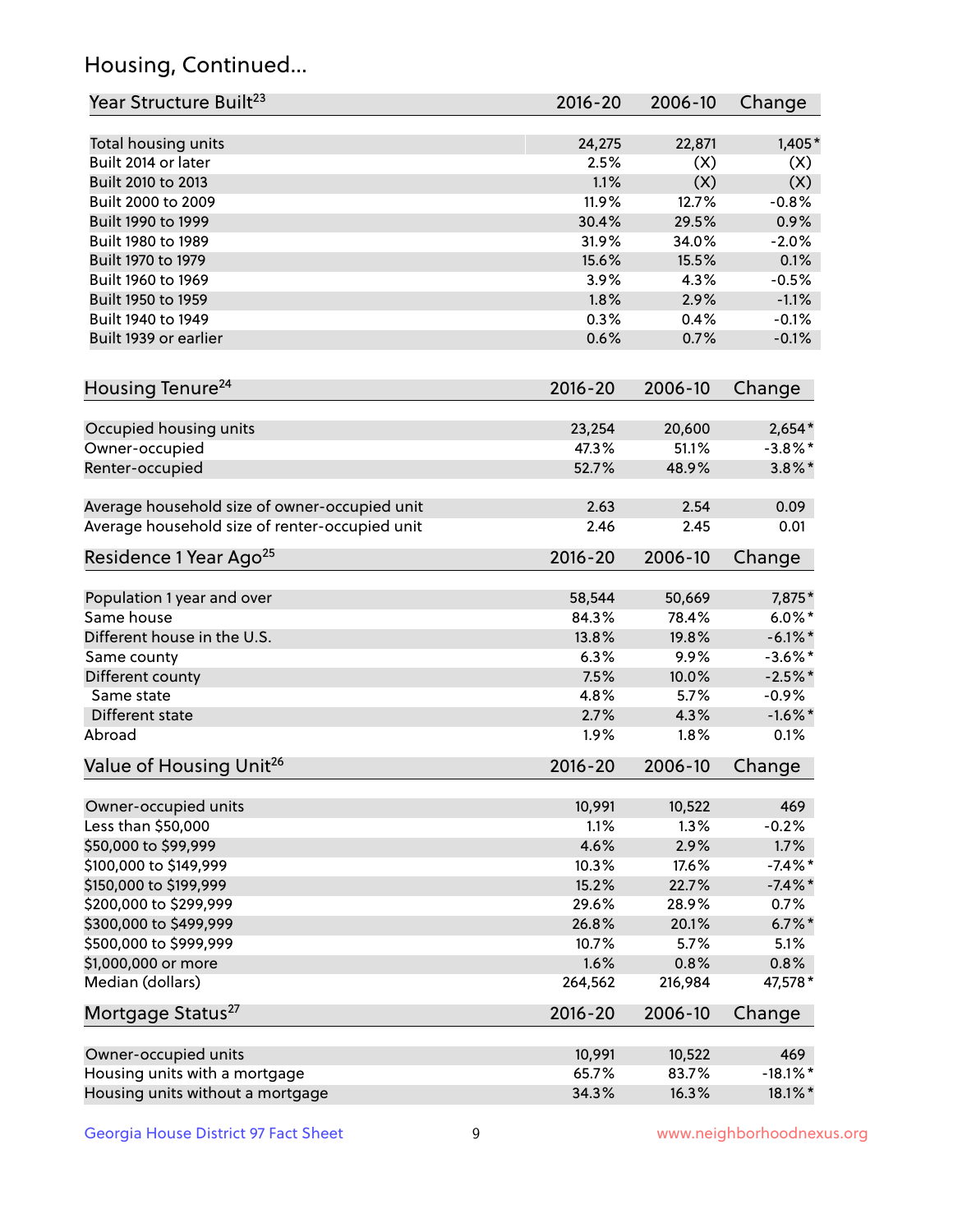## Housing, Continued...

| Year Structure Built[23] | 2016-20 | 2006-10 | Change |
|---|---|---|---|
| Total housing units | 24,275 | 22,871 | 1,405* |
| Built 2014 or later | 2.5% | (X) | (X) |
| Built 2010 to 2013 | 1.1% | (X) | (X) |
| Built 2000 to 2009 | 11.9% | 12.7% | -0.8% |
| Built 1990 to 1999 | 30.4% | 29.5% | 0.9% |
| Built 1980 to 1989 | 31.9% | 34.0% | -2.0% |
| Built 1970 to 1979 | 15.6% | 15.5% | 0.1% |
| Built 1960 to 1969 | 3.9% | 4.3% | -0.5% |
| Built 1950 to 1959 | 1.8% | 2.9% | -1.1% |
| Built 1940 to 1949 | 0.3% | 0.4% | -0.1% |
| Built 1939 or earlier | 0.6% | 0.7% | -0.1% |

| Housing Tenure[24] | 2016-20 | 2006-10 | Change |
|---|---|---|---|
| Occupied housing units | 23,254 | 20,600 | 2,654* |
| Owner-occupied | 47.3% | 51.1% | -3.8%* |
| Renter-occupied | 52.7% | 48.9% | 3.8%* |
| Average household size of owner-occupied unit | 2.63 | 2.54 | 0.09 |
| Average household size of renter-occupied unit | 2.46 | 2.45 | 0.01 |

| Residence 1 Year Ago[25] | 2016-20 | 2006-10 | Change |
|---|---|---|---|
| Population 1 year and over | 58,544 | 50,669 | 7,875* |
| Same house | 84.3% | 78.4% | 6.0%* |
| Different house in the U.S. | 13.8% | 19.8% | -6.1%* |
| Same county | 6.3% | 9.9% | -3.6%* |
| Different county | 7.5% | 10.0% | -2.5%* |
| Same state | 4.8% | 5.7% | -0.9% |
| Different state | 2.7% | 4.3% | -1.6%* |
| Abroad | 1.9% | 1.8% | 0.1% |

| Value of Housing Unit[26] | 2016-20 | 2006-10 | Change |
|---|---|---|---|
| Owner-occupied units | 10,991 | 10,522 | 469 |
| Less than $50,000 | 1.1% | 1.3% | -0.2% |
| $50,000 to $99,999 | 4.6% | 2.9% | 1.7% |
| $100,000 to $149,999 | 10.3% | 17.6% | -7.4%* |
| $150,000 to $199,999 | 15.2% | 22.7% | -7.4%* |
| $200,000 to $299,999 | 29.6% | 28.9% | 0.7% |
| $300,000 to $499,999 | 26.8% | 20.1% | 6.7%* |
| $500,000 to $999,999 | 10.7% | 5.7% | 5.1% |
| $1,000,000 or more | 1.6% | 0.8% | 0.8% |
| Median (dollars) | 264,562 | 216,984 | 47,578* |

| Mortgage Status[27] | 2016-20 | 2006-10 | Change |
|---|---|---|---|
| Owner-occupied units | 10,991 | 10,522 | 469 |
| Housing units with a mortgage | 65.7% | 83.7% | -18.1%* |
| Housing units without a mortgage | 34.3% | 16.3% | 18.1%* |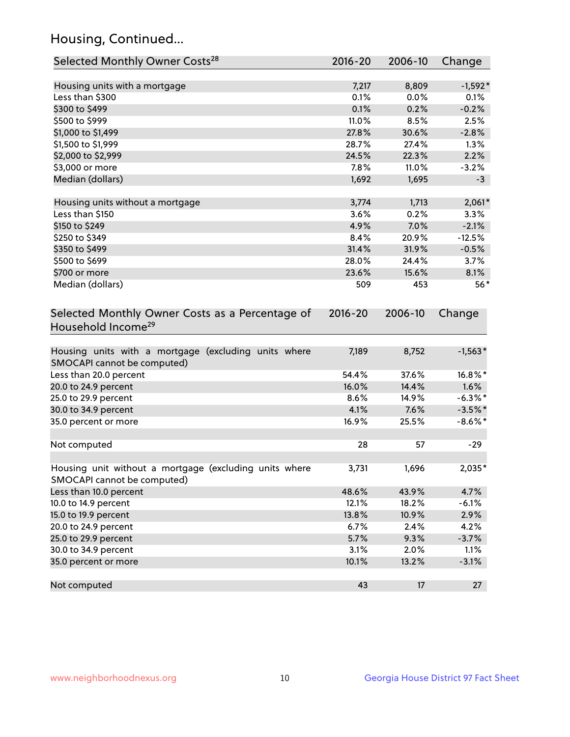## Housing, Continued...

| Selected Monthly Owner Costs[28] | 2016-20 | 2006-10 | Change |
|---|---|---|---|
| Housing units with a mortgage | 7,217 | 8,809 | -1,592* |
| Less than $300 | 0.1% | 0.0% | 0.1% |
| $300 to $499 | 0.1% | 0.2% | -0.2% |
| $500 to $999 | 11.0% | 8.5% | 2.5% |
| $1,000 to $1,499 | 27.8% | 30.6% | -2.8% |
| $1,500 to $1,999 | 28.7% | 27.4% | 1.3% |
| $2,000 to $2,999 | 24.5% | 22.3% | 2.2% |
| $3,000 or more | 7.8% | 11.0% | -3.2% |
| Median (dollars) | 1,692 | 1,695 | -3 |
| | | | |
| Housing units without a mortgage | 3,774 | 1,713 | 2,061* |
| Less than $150 | 3.6% | 0.2% | 3.3% |
| $150 to $249 | 4.9% | 7.0% | -2.1% |
| $250 to $349 | 8.4% | 20.9% | -12.5% |
| $350 to $499 | 31.4% | 31.9% | -0.5% |
| $500 to $699 | 28.0% | 24.4% | 3.7% |
| $700 or more | 23.6% | 15.6% | 8.1% |
| Median (dollars) | 509 | 453 | 56* |

| Selected Monthly Owner Costs as a Percentage of Household Income[29] | 2016-20 | 2006-10 | Change |
|---|---|---|---|
| Housing units with a mortgage (excluding units where SMOCAPI cannot be computed) | 7,189 | 8,752 | -1,563* |
| Less than 20.0 percent | 54.4% | 37.6% | 16.8%* |
| 20.0 to 24.9 percent | 16.0% | 14.4% | 1.6% |
| 25.0 to 29.9 percent | 8.6% | 14.9% | -6.3%* |
| 30.0 to 34.9 percent | 4.1% | 7.6% | -3.5%* |
| 35.0 percent or more | 16.9% | 25.5% | -8.6%* |
| | | | |
| Not computed | 28 | 57 | -29 |
| | | | |
| Housing unit without a mortgage (excluding units where SMOCAPI cannot be computed) | 3,731 | 1,696 | 2,035* |
| Less than 10.0 percent | 48.6% | 43.9% | 4.7% |
| 10.0 to 14.9 percent | 12.1% | 18.2% | -6.1% |
| 15.0 to 19.9 percent | 13.8% | 10.9% | 2.9% |
| 20.0 to 24.9 percent | 6.7% | 2.4% | 4.2% |
| 25.0 to 29.9 percent | 5.7% | 9.3% | -3.7% |
| 30.0 to 34.9 percent | 3.1% | 2.0% | 1.1% |
| 35.0 percent or more | 10.1% | 13.2% | -3.1% |
| | | | |
| Not computed | 43 | 17 | 27 |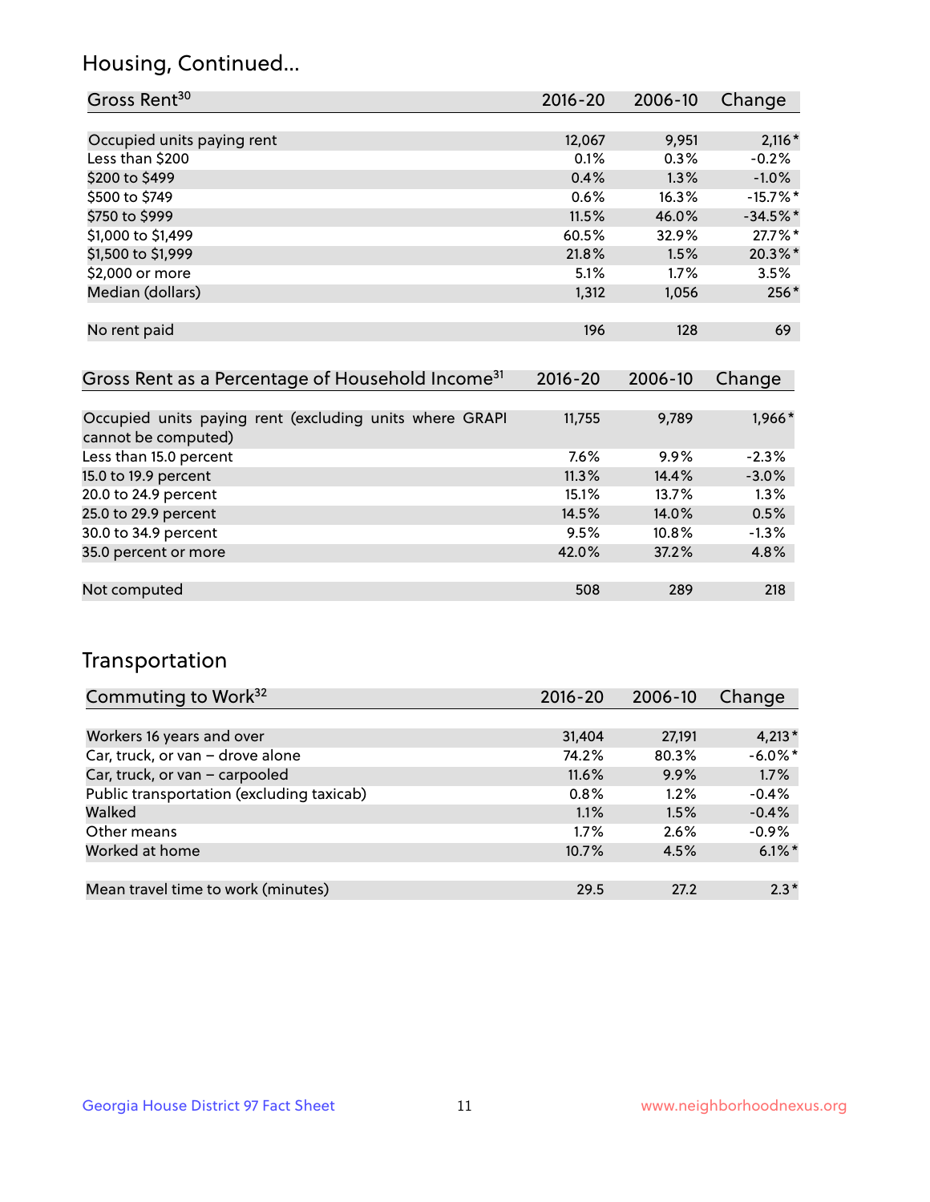## Housing, Continued...

| Gross Rent[30] | 2016-20 | 2006-10 | Change |
|---|---|---|---|
| Occupied units paying rent | 12,067 | 9,951 | 2,116* |
| Less than $200 | 0.1% | 0.3% | -0.2% |
| $200 to $499 | 0.4% | 1.3% | -1.0% |
| $500 to $749 | 0.6% | 16.3% | -15.7%* |
| $750 to $999 | 11.5% | 46.0% | -34.5%* |
| $1,000 to $1,499 | 60.5% | 32.9% | 27.7%* |
| $1,500 to $1,999 | 21.8% | 1.5% | 20.3%* |
| $2,000 or more | 5.1% | 1.7% | 3.5% |
| Median (dollars) | 1,312 | 1,056 | 256* |
| No rent paid | 196 | 128 | 69 |

| Gross Rent as a Percentage of Household Income[31] | 2016-20 | 2006-10 | Change |
|---|---|---|---|
| Occupied units paying rent (excluding units where GRAPI cannot be computed) | 11,755 | 9,789 | 1,966* |
| Less than 15.0 percent | 7.6% | 9.9% | -2.3% |
| 15.0 to 19.9 percent | 11.3% | 14.4% | -3.0% |
| 20.0 to 24.9 percent | 15.1% | 13.7% | 1.3% |
| 25.0 to 29.9 percent | 14.5% | 14.0% | 0.5% |
| 30.0 to 34.9 percent | 9.5% | 10.8% | -1.3% |
| 35.0 percent or more | 42.0% | 37.2% | 4.8% |
| Not computed | 508 | 289 | 218 |

## Transportation

| Commuting to Work[32] | 2016-20 | 2006-10 | Change |
|---|---|---|---|
| Workers 16 years and over | 31,404 | 27,191 | 4,213* |
| Car, truck, or van – drove alone | 74.2% | 80.3% | -6.0%* |
| Car, truck, or van – carpooled | 11.6% | 9.9% | 1.7% |
| Public transportation (excluding taxicab) | 0.8% | 1.2% | -0.4% |
| Walked | 1.1% | 1.5% | -0.4% |
| Other means | 1.7% | 2.6% | -0.9% |
| Worked at home | 10.7% | 4.5% | 6.1%* |
| Mean travel time to work (minutes) | 29.5 | 27.2 | 2.3* |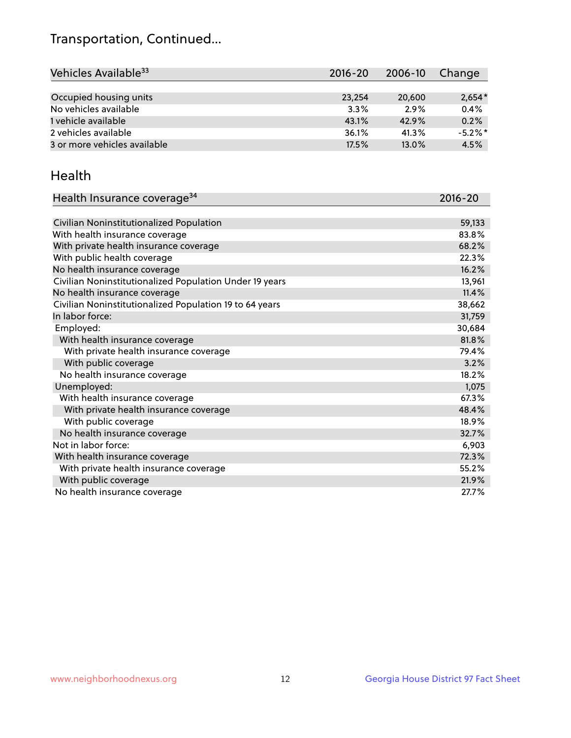## Transportation, Continued...

| Vehicles Available[33] | 2016-20 | 2006-10 | Change |
|---|---|---|---|
| Occupied housing units | 23,254 | 20,600 | 2,654* |
| No vehicles available | 3.3% | 2.9% | 0.4% |
| 1 vehicle available | 43.1% | 42.9% | 0.2% |
| 2 vehicles available | 36.1% | 41.3% | -5.2%* |
| 3 or more vehicles available | 17.5% | 13.0% | 4.5% |

## Health

| Health Insurance coverage[34] | 2016-20 |
|---|---|
| Civilian Noninstitutionalized Population | 59,133 |
| With health insurance coverage | 83.8% |
| With private health insurance coverage | 68.2% |
| With public health coverage | 22.3% |
| No health insurance coverage | 16.2% |
| Civilian Noninstitutionalized Population Under 19 years | 13,961 |
| No health insurance coverage | 11.4% |
| Civilian Noninstitutionalized Population 19 to 64 years | 38,662 |
| In labor force: | 31,759 |
| Employed: | 30,684 |
| With health insurance coverage | 81.8% |
| With private health insurance coverage | 79.4% |
| With public coverage | 3.2% |
| No health insurance coverage | 18.2% |
| Unemployed: | 1,075 |
| With health insurance coverage | 67.3% |
| With private health insurance coverage | 48.4% |
| With public coverage | 18.9% |
| No health insurance coverage | 32.7% |
| Not in labor force: | 6,903 |
| With health insurance coverage | 72.3% |
| With private health insurance coverage | 55.2% |
| With public coverage | 21.9% |
| No health insurance coverage | 27.7% |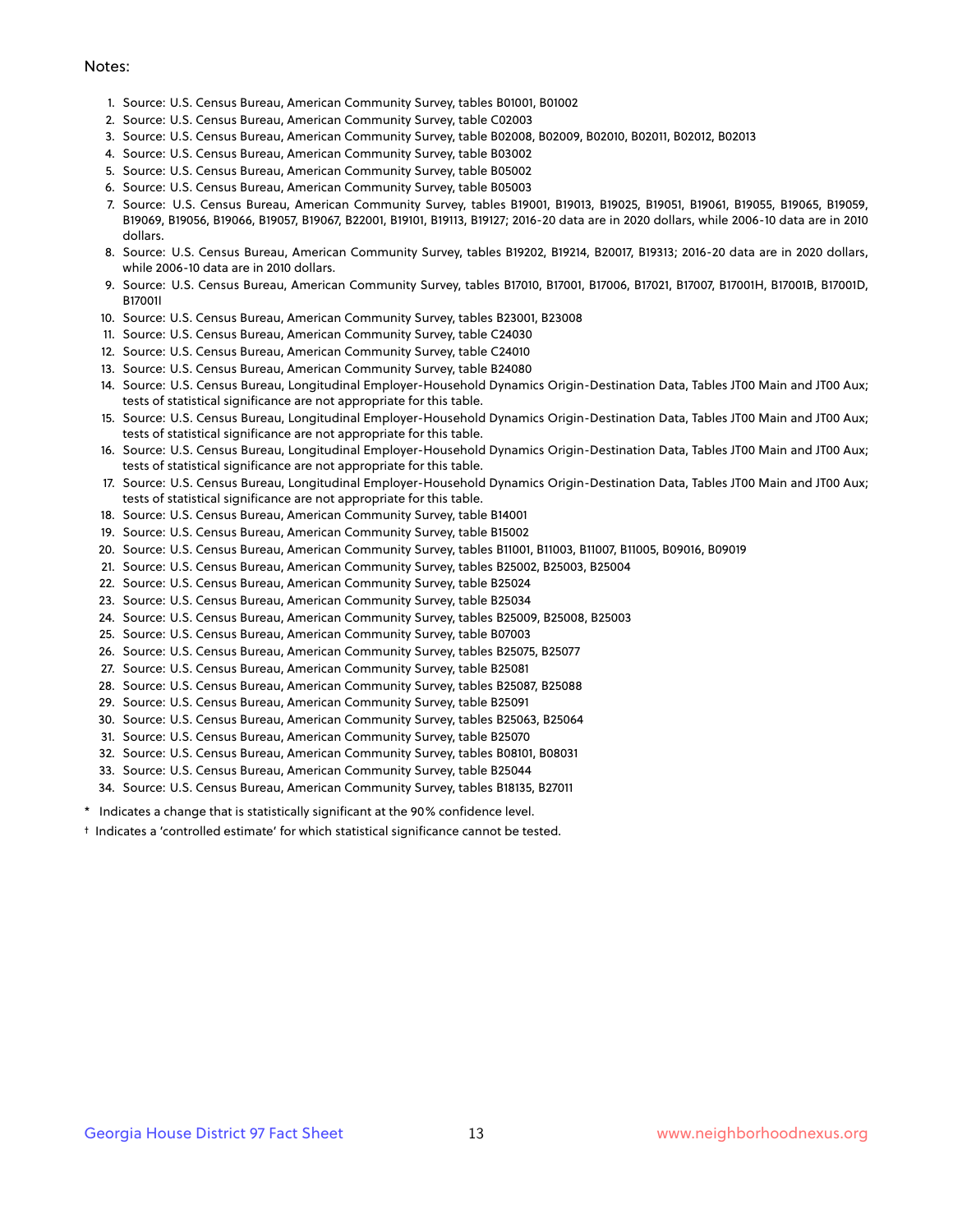Notes:

1. Source: U.S. Census Bureau, American Community Survey, tables B01001, B01002
2. Source: U.S. Census Bureau, American Community Survey, table C02003
3. Source: U.S. Census Bureau, American Community Survey, table B02008, B02009, B02010, B02011, B02012, B02013
4. Source: U.S. Census Bureau, American Community Survey, table B03002
5. Source: U.S. Census Bureau, American Community Survey, table B05002
6. Source: U.S. Census Bureau, American Community Survey, table B05003
7. Source: U.S. Census Bureau, American Community Survey, tables B19001, B19013, B19025, B19051, B19061, B19055, B19065, B19059, B19069, B19056, B19066, B19057, B19067, B22001, B19101, B19113, B19127; 2016-20 data are in 2020 dollars, while 2006-10 data are in 2010 dollars.
8. Source: U.S. Census Bureau, American Community Survey, tables B19202, B19214, B20017, B19313; 2016-20 data are in 2020 dollars, while 2006-10 data are in 2010 dollars.
9. Source: U.S. Census Bureau, American Community Survey, tables B17010, B17001, B17006, B17021, B17007, B17001H, B17001B, B17001D, B17001I
10. Source: U.S. Census Bureau, American Community Survey, tables B23001, B23008
11. Source: U.S. Census Bureau, American Community Survey, table C24030
12. Source: U.S. Census Bureau, American Community Survey, table C24010
13. Source: U.S. Census Bureau, American Community Survey, table B24080
14. Source: U.S. Census Bureau, Longitudinal Employer-Household Dynamics Origin-Destination Data, Tables JT00 Main and JT00 Aux; tests of statistical significance are not appropriate for this table.
15. Source: U.S. Census Bureau, Longitudinal Employer-Household Dynamics Origin-Destination Data, Tables JT00 Main and JT00 Aux; tests of statistical significance are not appropriate for this table.
16. Source: U.S. Census Bureau, Longitudinal Employer-Household Dynamics Origin-Destination Data, Tables JT00 Main and JT00 Aux; tests of statistical significance are not appropriate for this table.
17. Source: U.S. Census Bureau, Longitudinal Employer-Household Dynamics Origin-Destination Data, Tables JT00 Main and JT00 Aux; tests of statistical significance are not appropriate for this table.
18. Source: U.S. Census Bureau, American Community Survey, table B14001
19. Source: U.S. Census Bureau, American Community Survey, table B15002
20. Source: U.S. Census Bureau, American Community Survey, tables B11001, B11003, B11007, B11005, B09016, B09019
21. Source: U.S. Census Bureau, American Community Survey, tables B25002, B25003, B25004
22. Source: U.S. Census Bureau, American Community Survey, table B25024
23. Source: U.S. Census Bureau, American Community Survey, table B25034
24. Source: U.S. Census Bureau, American Community Survey, tables B25009, B25008, B25003
25. Source: U.S. Census Bureau, American Community Survey, table B07003
26. Source: U.S. Census Bureau, American Community Survey, tables B25075, B25077
27. Source: U.S. Census Bureau, American Community Survey, table B25081
28. Source: U.S. Census Bureau, American Community Survey, tables B25087, B25088
29. Source: U.S. Census Bureau, American Community Survey, table B25091
30. Source: U.S. Census Bureau, American Community Survey, tables B25063, B25064
31. Source: U.S. Census Bureau, American Community Survey, table B25070
32. Source: U.S. Census Bureau, American Community Survey, tables B08101, B08031
33. Source: U.S. Census Bureau, American Community Survey, table B25044
34. Source: U.S. Census Bureau, American Community Survey, tables B18135, B27011

\* Indicates a change that is statistically significant at the 90% confidence level.

† Indicates a 'controlled estimate' for which statistical significance cannot be tested.